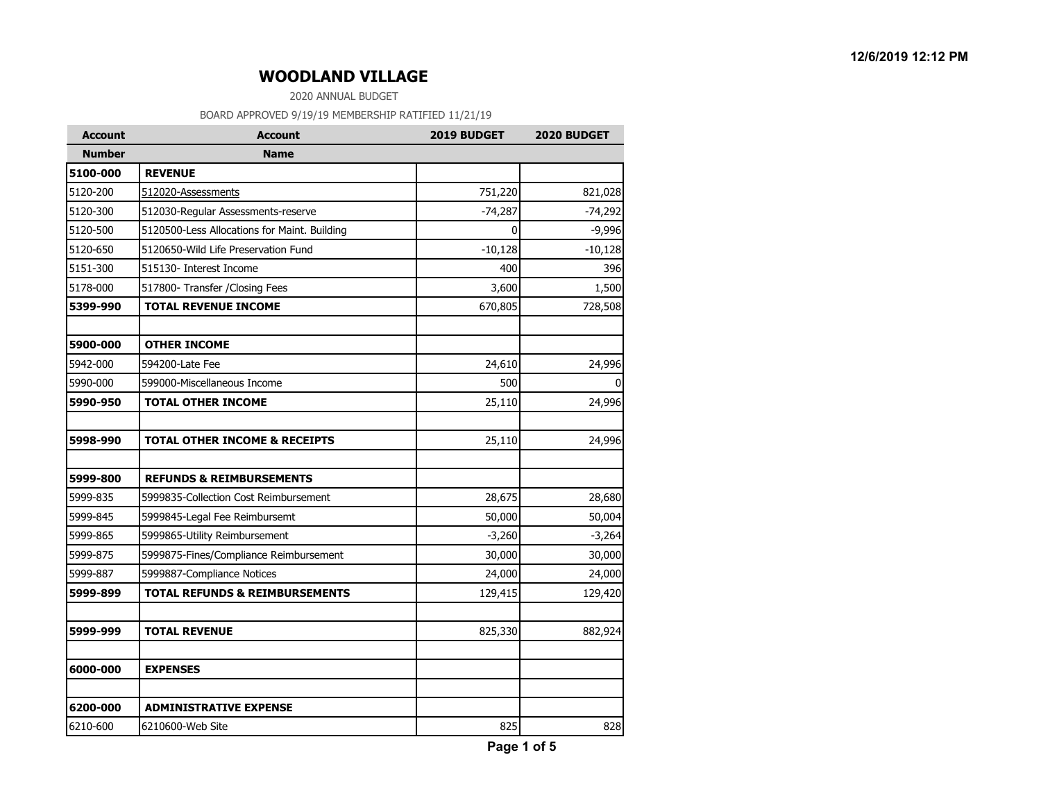# WOODLAND VILLAGE

2020 ANNUAL BUDGET

BOARD APPROVED 9/19/19 MEMBERSHIP RATIFIED 11/21/19

| Account Number | Account Name | 2019 BUDGET | 2020 BUDGET |
|---|---|---|---|
| **5100-000** | **REVENUE** | | |
| 5120-200 | 512020-Assessments | 751,220 | 821,028 |
| 5120-300 | 512030-Regular Assessments-reserve | -74,287 | -74,292 |
| 5120-500 | 5120500-Less Allocations for Maint. Building | 0 | -9,996 |
| 5120-650 | 5120650-Wild Life Preservation Fund | -10,128 | -10,128 |
| 5151-300 | 515130- Interest Income | 400 | 396 |
| 5178-000 | 517800- Transfer /Closing Fees | 3,600 | 1,500 |
| **5399-990** | **TOTAL REVENUE INCOME** | 670,805 | 728,508 |
| | | | |
| **5900-000** | **OTHER INCOME** | | |
| 5942-000 | 594200-Late Fee | 24,610 | 24,996 |
| 5990-000 | 599000-Miscellaneous Income | 500 | 0 |
| **5990-950** | **TOTAL OTHER INCOME** | 25,110 | 24,996 |
| | | | |
| **5998-990** | **TOTAL OTHER INCOME & RECEIPTS** | 25,110 | 24,996 |
| | | | |
| **5999-800** | **REFUNDS & REIMBURSEMENTS** | | |
| 5999-835 | 5999835-Collection Cost Reimbursement | 28,675 | 28,680 |
| 5999-845 | 5999845-Legal Fee Reimbursemt | 50,000 | 50,004 |
| 5999-865 | 5999865-Utility Reimbursement | -3,260 | -3,264 |
| 5999-875 | 5999875-Fines/Compliance Reimbursement | 30,000 | 30,000 |
| 5999-887 | 5999887-Compliance Notices | 24,000 | 24,000 |
| **5999-899** | **TOTAL REFUNDS & REIMBURSEMENTS** | 129,415 | 129,420 |
| | | | |
| **5999-999** | **TOTAL REVENUE** | 825,330 | 882,924 |
| | | | |
| **6000-000** | **EXPENSES** | | |
| | | | |
| **6200-000** | **ADMINISTRATIVE EXPENSE** | | |
| 6210-600 | 6210600-Web Site | 825 | 828 |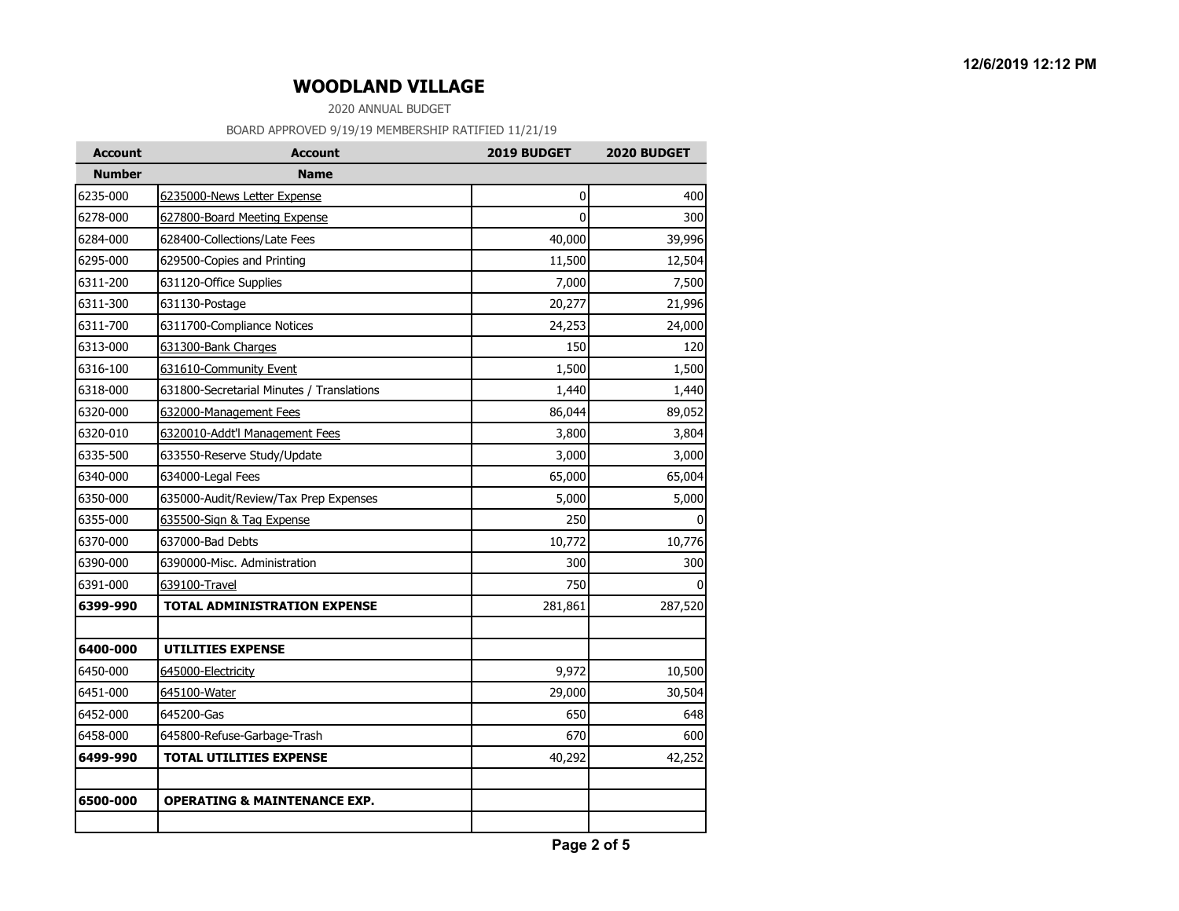# WOODLAND VILLAGE

2020 ANNUAL BUDGET

BOARD APPROVED 9/19/19 MEMBERSHIP RATIFIED 11/21/19

| Account Number | Account Name | 2019 BUDGET | 2020 BUDGET |
|---|---|---|---|
| 6235-000 | 6235000-News Letter Expense | 0 | 400 |
| 6278-000 | 627800-Board Meeting Expense | 0 | 300 |
| 6284-000 | 628400-Collections/Late Fees | 40,000 | 39,996 |
| 6295-000 | 629500-Copies and Printing | 11,500 | 12,504 |
| 6311-200 | 631120-Office Supplies | 7,000 | 7,500 |
| 6311-300 | 631130-Postage | 20,277 | 21,996 |
| 6311-700 | 6311700-Compliance Notices | 24,253 | 24,000 |
| 6313-000 | 631300-Bank Charges | 150 | 120 |
| 6316-100 | 631610-Community Event | 1,500 | 1,500 |
| 6318-000 | 631800-Secretarial Minutes / Translations | 1,440 | 1,440 |
| 6320-000 | 632000-Management Fees | 86,044 | 89,052 |
| 6320-010 | 6320010-Addt'l Management Fees | 3,800 | 3,804 |
| 6335-500 | 633550-Reserve Study/Update | 3,000 | 3,000 |
| 6340-000 | 634000-Legal Fees | 65,000 | 65,004 |
| 6350-000 | 635000-Audit/Review/Tax Prep Expenses | 5,000 | 5,000 |
| 6355-000 | 635500-Sign & Tag Expense | 250 | 0 |
| 6370-000 | 637000-Bad Debts | 10,772 | 10,776 |
| 6390-000 | 6390000-Misc. Administration | 300 | 300 |
| 6391-000 | 639100-Travel | 750 | 0 |
| **6399-990** | **TOTAL ADMINISTRATION EXPENSE** | 281,861 | 287,520 |
| | | | |
| **6400-000** | **UTILITIES EXPENSE** | | |
| 6450-000 | 645000-Electricity | 9,972 | 10,500 |
| 6451-000 | 645100-Water | 29,000 | 30,504 |
| 6452-000 | 645200-Gas | 650 | 648 |
| 6458-000 | 645800-Refuse-Garbage-Trash | 670 | 600 |
| **6499-990** | **TOTAL UTILITIES EXPENSE** | 40,292 | 42,252 |
| | | | |
| **6500-000** | **OPERATING & MAINTENANCE EXP.** | | |
| | | | |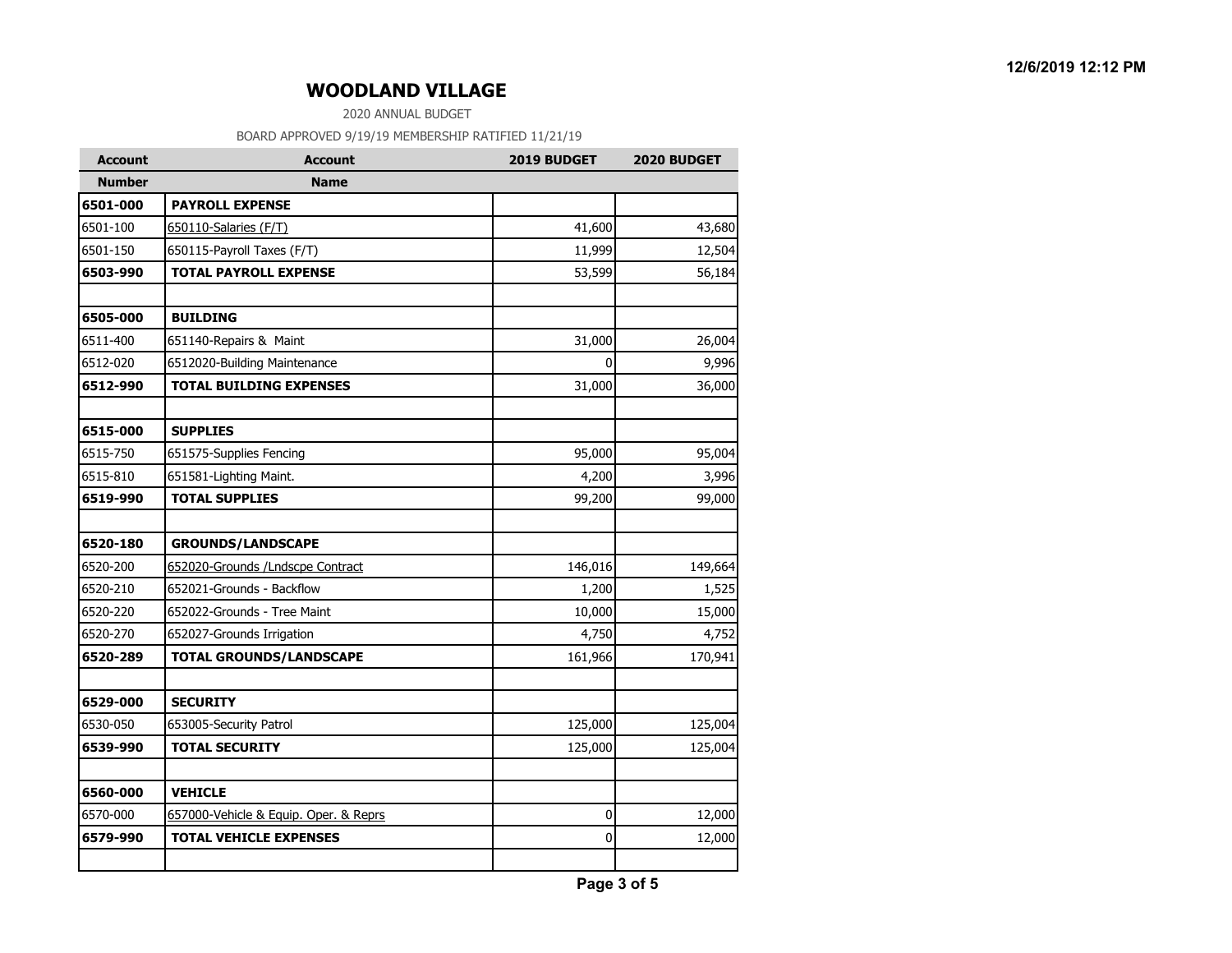# WOODLAND VILLAGE

2020 ANNUAL BUDGET

BOARD APPROVED 9/19/19 MEMBERSHIP RATIFIED 11/21/19

| Account Number | Account Name | 2019 BUDGET | 2020 BUDGET |
|---|---|---|---|
| **6501-000** | **PAYROLL EXPENSE** | | |
| 6501-100 | 650110-Salaries (F/T) | 41,600 | 43,680 |
| 6501-150 | 650115-Payroll Taxes (F/T) | 11,999 | 12,504 |
| **6503-990** | **TOTAL PAYROLL EXPENSE** | 53,599 | 56,184 |
| | | | |
| **6505-000** | **BUILDING** | | |
| 6511-400 | 651140-Repairs & Maint | 31,000 | 26,004 |
| 6512-020 | 6512020-Building Maintenance | 0 | 9,996 |
| **6512-990** | **TOTAL BUILDING EXPENSES** | 31,000 | 36,000 |
| | | | |
| **6515-000** | **SUPPLIES** | | |
| 6515-750 | 651575-Supplies Fencing | 95,000 | 95,004 |
| 6515-810 | 651581-Lighting Maint. | 4,200 | 3,996 |
| **6519-990** | **TOTAL SUPPLIES** | 99,200 | 99,000 |
| | | | |
| **6520-180** | **GROUNDS/LANDSCAPE** | | |
| 6520-200 | 652020-Grounds /Lndscpe Contract | 146,016 | 149,664 |
| 6520-210 | 652021-Grounds - Backflow | 1,200 | 1,525 |
| 6520-220 | 652022-Grounds - Tree Maint | 10,000 | 15,000 |
| 6520-270 | 652027-Grounds Irrigation | 4,750 | 4,752 |
| **6520-289** | **TOTAL GROUNDS/LANDSCAPE** | 161,966 | 170,941 |
| | | | |
| **6529-000** | **SECURITY** | | |
| 6530-050 | 653005-Security Patrol | 125,000 | 125,004 |
| **6539-990** | **TOTAL SECURITY** | 125,000 | 125,004 |
| | | | |
| **6560-000** | **VEHICLE** | | |
| 6570-000 | 657000-Vehicle & Equip. Oper. & Reprs | 0 | 12,000 |
| **6579-990** | **TOTAL VEHICLE EXPENSES** | 0 | 12,000 |
| | | | |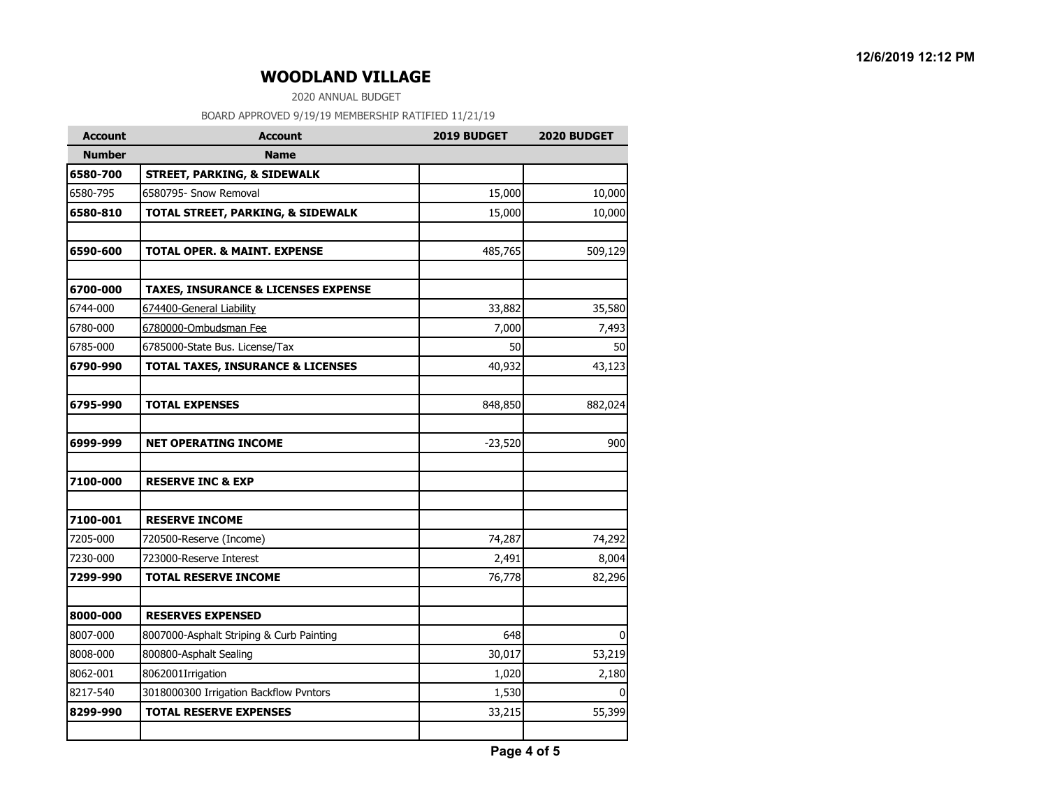# WOODLAND VILLAGE

2020 ANNUAL BUDGET

BOARD APPROVED 9/19/19 MEMBERSHIP RATIFIED 11/21/19

| Account Number | Account Name | 2019 BUDGET | 2020 BUDGET |
|---|---|---|---|
| **6580-700** | **STREET, PARKING, & SIDEWALK** | | |
| 6580-795 | 6580795- Snow Removal | 15,000 | 10,000 |
| **6580-810** | **TOTAL STREET, PARKING, & SIDEWALK** | 15,000 | 10,000 |
| | | | |
| **6590-600** | **TOTAL OPER. & MAINT. EXPENSE** | 485,765 | 509,129 |
| | | | |
| **6700-000** | **TAXES, INSURANCE & LICENSES EXPENSE** | | |
| 6744-000 | 674400-General Liability | 33,882 | 35,580 |
| 6780-000 | 6780000-Ombudsman Fee | 7,000 | 7,493 |
| 6785-000 | 6785000-State Bus. License/Tax | 50 | 50 |
| **6790-990** | **TOTAL TAXES, INSURANCE & LICENSES** | 40,932 | 43,123 |
| | | | |
| **6795-990** | **TOTAL EXPENSES** | 848,850 | 882,024 |
| | | | |
| **6999-999** | **NET OPERATING INCOME** | -23,520 | 900 |
| | | | |
| **7100-000** | **RESERVE INC & EXP** | | |
| | | | |
| **7100-001** | **RESERVE INCOME** | | |
| 7205-000 | 720500-Reserve (Income) | 74,287 | 74,292 |
| 7230-000 | 723000-Reserve Interest | 2,491 | 8,004 |
| **7299-990** | **TOTAL RESERVE INCOME** | 76,778 | 82,296 |
| | | | |
| **8000-000** | **RESERVES EXPENSED** | | |
| 8007-000 | 8007000-Asphalt Striping & Curb Painting | 648 | 0 |
| 8008-000 | 800800-Asphalt Sealing | 30,017 | 53,219 |
| 8062-001 | 8062001Irrigation | 1,020 | 2,180 |
| 8217-540 | 3018000300 Irrigation Backflow Pvntors | 1,530 | 0 |
| **8299-990** | **TOTAL RESERVE EXPENSES** | 33,215 | 55,399 |
| | | | |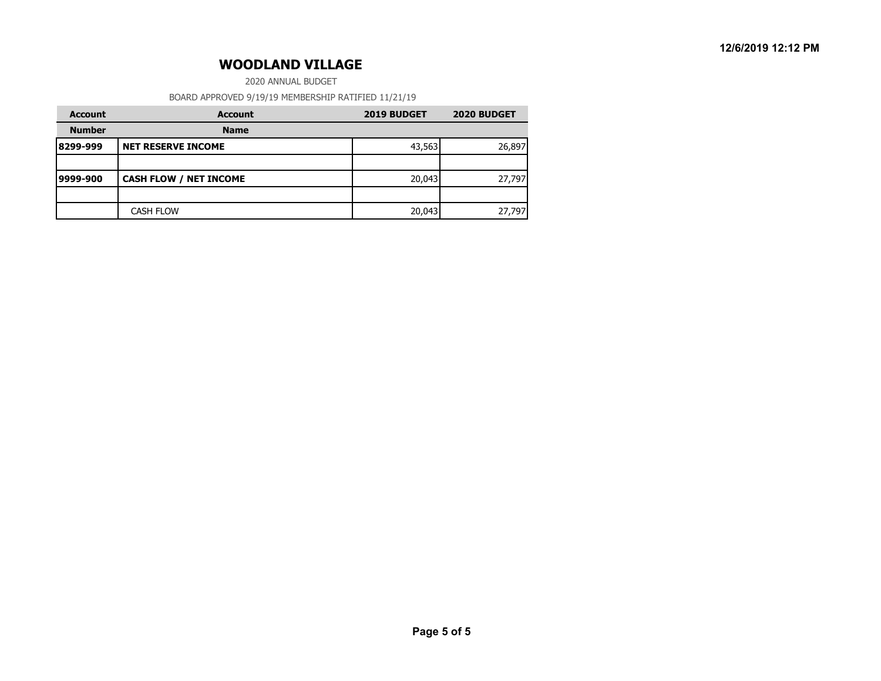# WOODLAND VILLAGE

2020 ANNUAL BUDGET

BOARD APPROVED 9/19/19 MEMBERSHIP RATIFIED 11/21/19

| Account Number | Account Name | 2019 BUDGET | 2020 BUDGET |
|---|---|---|---|
| **8299-999** | **NET RESERVE INCOME** | 43,563 | 26,897 |
| | | | |
| **9999-900** | **CASH FLOW / NET INCOME** | 20,043 | 27,797 |
| | | | |
| | CASH FLOW | 20,043 | 27,797 |